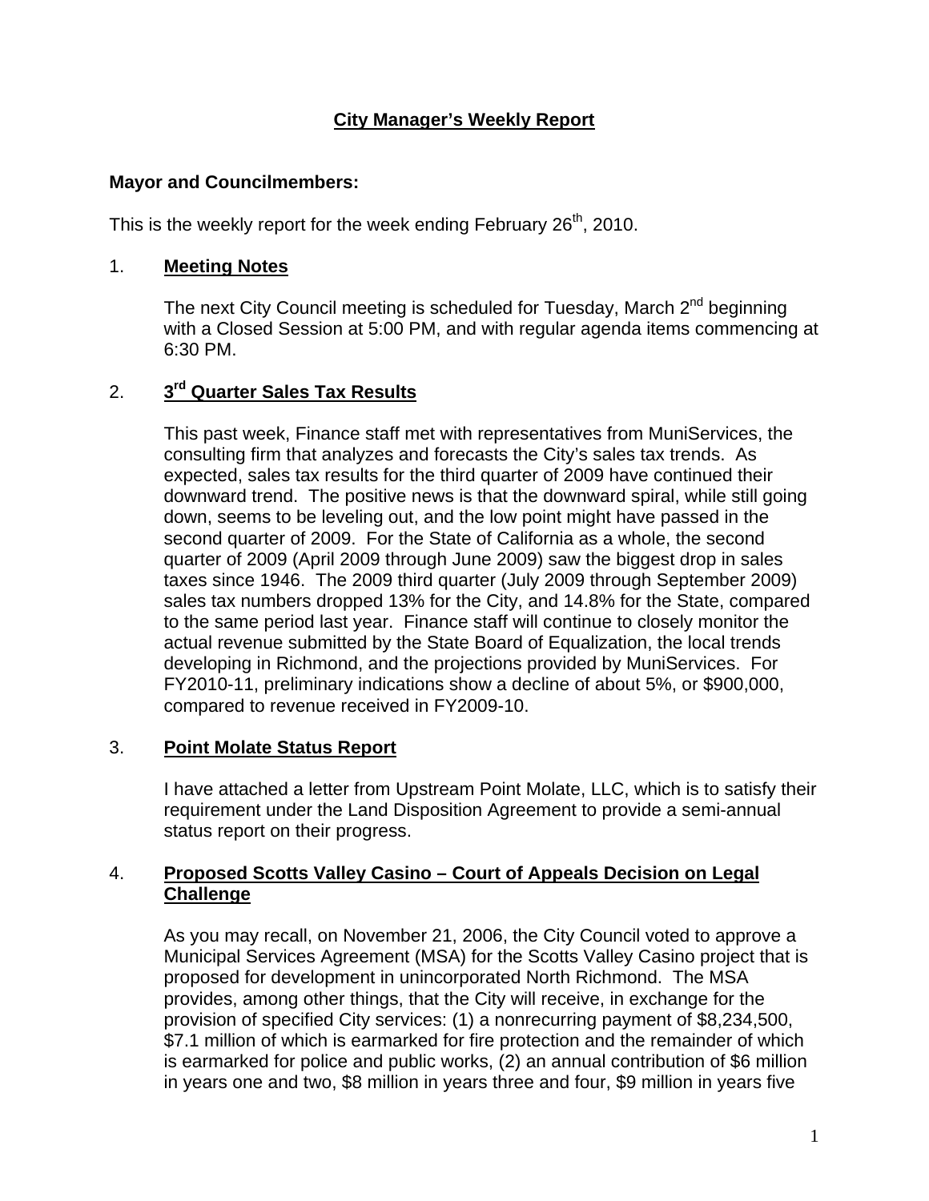# City Manager's Weekly Report

**Mayor and Councilmembers:**

This is the weekly report for the week ending February 26th, 2010.

## 1. Meeting Notes

The next City Council meeting is scheduled for Tuesday, March 2nd beginning with a Closed Session at 5:00 PM, and with regular agenda items commencing at 6:30 PM.

## 2. 3rd Quarter Sales Tax Results

This past week, Finance staff met with representatives from MuniServices, the consulting firm that analyzes and forecasts the City's sales tax trends. As expected, sales tax results for the third quarter of 2009 have continued their downward trend. The positive news is that the downward spiral, while still going down, seems to be leveling out, and the low point might have passed in the second quarter of 2009. For the State of California as a whole, the second quarter of 2009 (April 2009 through June 2009) saw the biggest drop in sales taxes since 1946. The 2009 third quarter (July 2009 through September 2009) sales tax numbers dropped 13% for the City, and 14.8% for the State, compared to the same period last year. Finance staff will continue to closely monitor the actual revenue submitted by the State Board of Equalization, the local trends developing in Richmond, and the projections provided by MuniServices. For FY2010-11, preliminary indications show a decline of about 5%, or $900,000, compared to revenue received in FY2009-10.

## 3. Point Molate Status Report

I have attached a letter from Upstream Point Molate, LLC, which is to satisfy their requirement under the Land Disposition Agreement to provide a semi-annual status report on their progress.

## 4. Proposed Scotts Valley Casino – Court of Appeals Decision on Legal Challenge

As you may recall, on November 21, 2006, the City Council voted to approve a Municipal Services Agreement (MSA) for the Scotts Valley Casino project that is proposed for development in unincorporated North Richmond. The MSA provides, among other things, that the City will receive, in exchange for the provision of specified City services: (1) a nonrecurring payment of $8,234,500, $7.1 million of which is earmarked for fire protection and the remainder of which is earmarked for police and public works, (2) an annual contribution of $6 million in years one and two, $8 million in years three and four, $9 million in years five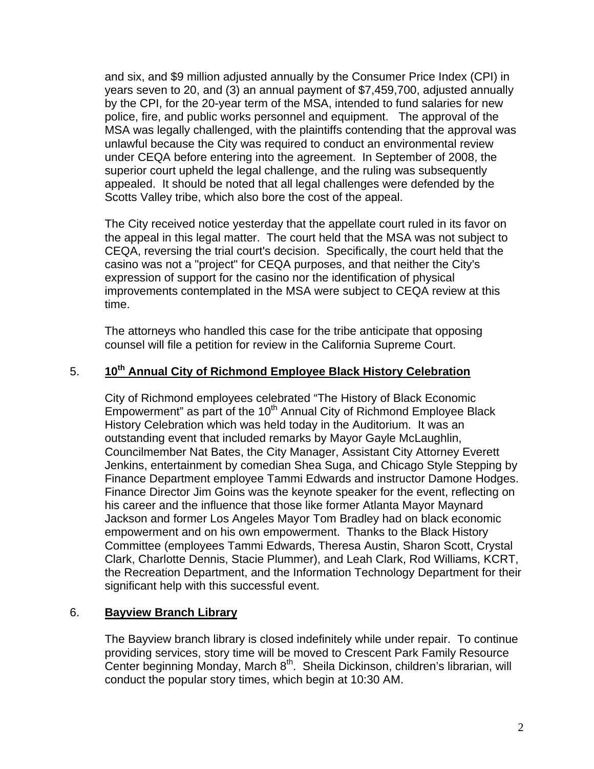and six, and $9 million adjusted annually by the Consumer Price Index (CPI) in years seven to 20, and (3) an annual payment of $7,459,700, adjusted annually by the CPI, for the 20-year term of the MSA, intended to fund salaries for new police, fire, and public works personnel and equipment. The approval of the MSA was legally challenged, with the plaintiffs contending that the approval was unlawful because the City was required to conduct an environmental review under CEQA before entering into the agreement. In September of 2008, the superior court upheld the legal challenge, and the ruling was subsequently appealed. It should be noted that all legal challenges were defended by the Scotts Valley tribe, which also bore the cost of the appeal.

The City received notice yesterday that the appellate court ruled in its favor on the appeal in this legal matter. The court held that the MSA was not subject to CEQA, reversing the trial court's decision. Specifically, the court held that the casino was not a "project" for CEQA purposes, and that neither the City's expression of support for the casino nor the identification of physical improvements contemplated in the MSA were subject to CEQA review at this time.

The attorneys who handled this case for the tribe anticipate that opposing counsel will file a petition for review in the California Supreme Court.

## 5. 10th Annual City of Richmond Employee Black History Celebration

City of Richmond employees celebrated "The History of Black Economic Empowerment" as part of the 10th Annual City of Richmond Employee Black History Celebration which was held today in the Auditorium. It was an outstanding event that included remarks by Mayor Gayle McLaughlin, Councilmember Nat Bates, the City Manager, Assistant City Attorney Everett Jenkins, entertainment by comedian Shea Suga, and Chicago Style Stepping by Finance Department employee Tammi Edwards and instructor Damone Hodges. Finance Director Jim Goins was the keynote speaker for the event, reflecting on his career and the influence that those like former Atlanta Mayor Maynard Jackson and former Los Angeles Mayor Tom Bradley had on black economic empowerment and on his own empowerment. Thanks to the Black History Committee (employees Tammi Edwards, Theresa Austin, Sharon Scott, Crystal Clark, Charlotte Dennis, Stacie Plummer), and Leah Clark, Rod Williams, KCRT, the Recreation Department, and the Information Technology Department for their significant help with this successful event.

## 6. Bayview Branch Library

The Bayview branch library is closed indefinitely while under repair. To continue providing services, story time will be moved to Crescent Park Family Resource Center beginning Monday, March 8th. Sheila Dickinson, children's librarian, will conduct the popular story times, which begin at 10:30 AM.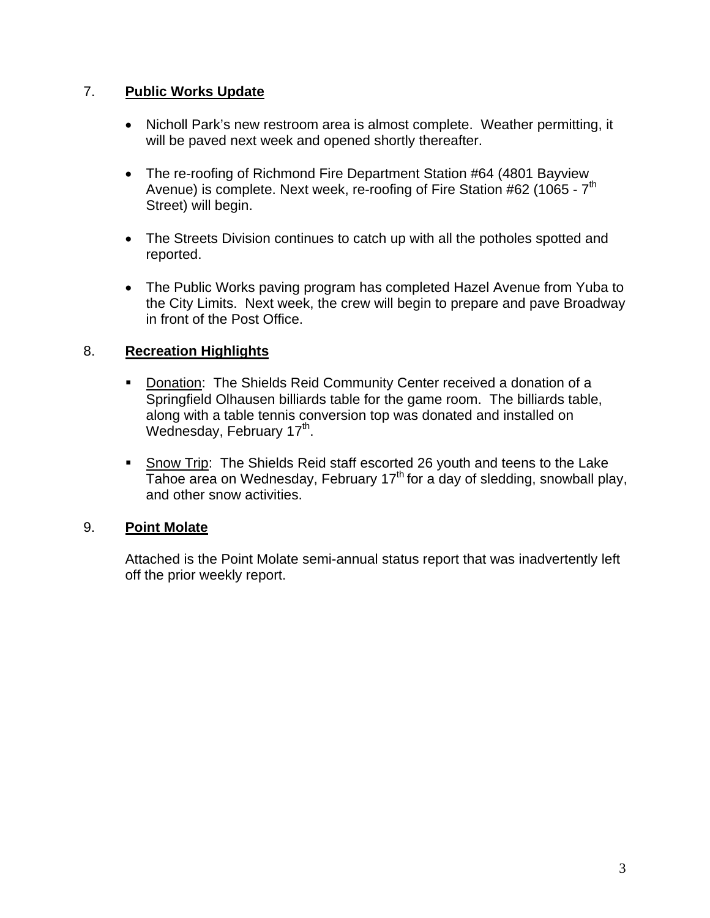7. **Public Works Update**

- Nicholl Park's new restroom area is almost complete. Weather permitting, it will be paved next week and opened shortly thereafter.
- The re-roofing of Richmond Fire Department Station #64 (4801 Bayview Avenue) is complete. Next week, re-roofing of Fire Station #62 (1065 - 7th Street) will begin.
- The Streets Division continues to catch up with all the potholes spotted and reported.
- The Public Works paving program has completed Hazel Avenue from Yuba to the City Limits. Next week, the crew will begin to prepare and pave Broadway in front of the Post Office.

8. **Recreation Highlights**

- Donation: The Shields Reid Community Center received a donation of a Springfield Olhausen billiards table for the game room. The billiards table, along with a table tennis conversion top was donated and installed on Wednesday, February 17th.
- Snow Trip: The Shields Reid staff escorted 26 youth and teens to the Lake Tahoe area on Wednesday, February 17th for a day of sledding, snowball play, and other snow activities.

9. **Point Molate**

Attached is the Point Molate semi-annual status report that was inadvertently left off the prior weekly report.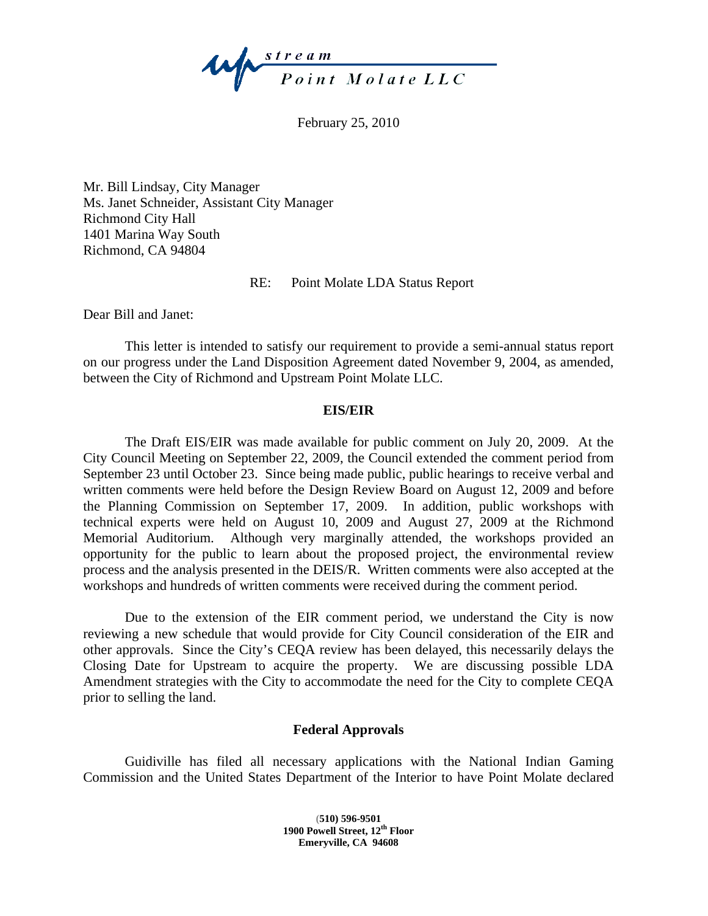**Upstream Point Molate LLC**

February 25, 2010

Mr. Bill Lindsay, City Manager
Ms. Janet Schneider, Assistant City Manager
Richmond City Hall
1401 Marina Way South
Richmond, CA 94804

RE: Point Molate LDA Status Report

Dear Bill and Janet:

This letter is intended to satisfy our requirement to provide a semi-annual status report on our progress under the Land Disposition Agreement dated November 9, 2004, as amended, between the City of Richmond and Upstream Point Molate LLC.

**EIS/EIR**

The Draft EIS/EIR was made available for public comment on July 20, 2009. At the City Council Meeting on September 22, 2009, the Council extended the comment period from September 23 until October 23. Since being made public, public hearings to receive verbal and written comments were held before the Design Review Board on August 12, 2009 and before the Planning Commission on September 17, 2009. In addition, public workshops with technical experts were held on August 10, 2009 and August 27, 2009 at the Richmond Memorial Auditorium. Although very marginally attended, the workshops provided an opportunity for the public to learn about the proposed project, the environmental review process and the analysis presented in the DEIS/R. Written comments were also accepted at the workshops and hundreds of written comments were received during the comment period.

Due to the extension of the EIR comment period, we understand the City is now reviewing a new schedule that would provide for City Council consideration of the EIR and other approvals. Since the City's CEQA review has been delayed, this necessarily delays the Closing Date for Upstream to acquire the property. We are discussing possible LDA Amendment strategies with the City to accommodate the need for the City to complete CEQA prior to selling the land.

**Federal Approvals**

Guidiville has filed all necessary applications with the National Indian Gaming Commission and the United States Department of the Interior to have Point Molate declared

**(510) 596-9501**
**1900 Powell Street, 12th Floor**
**Emeryville, CA 94608**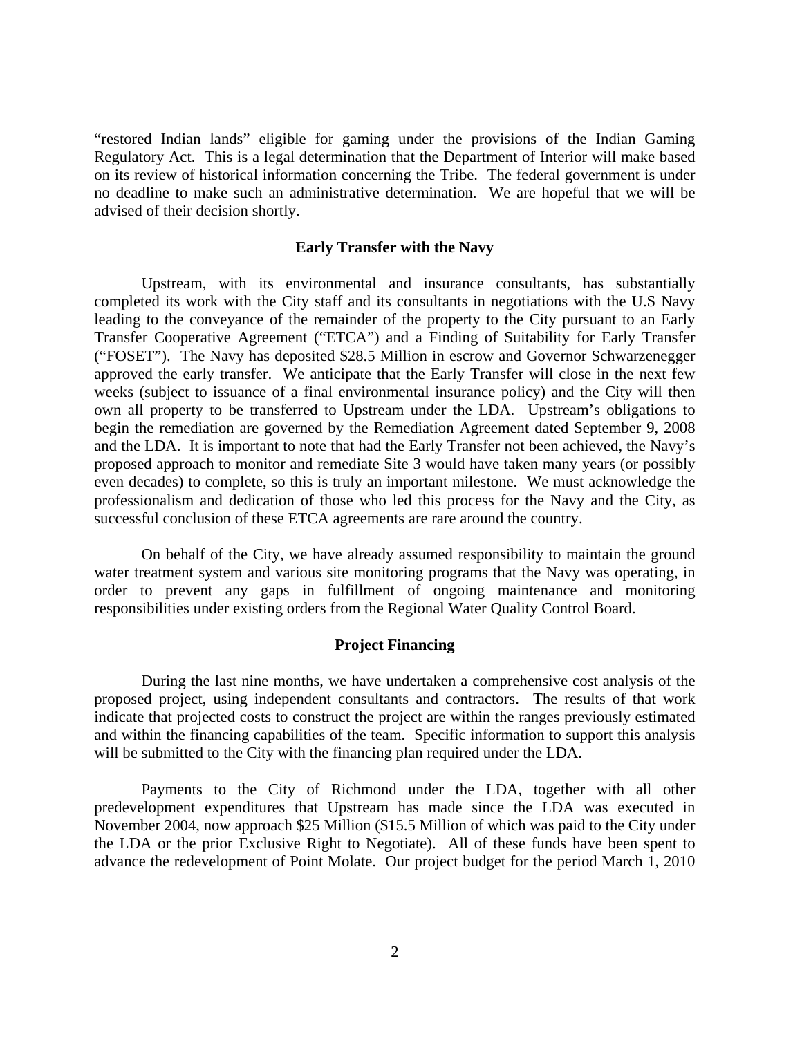"restored Indian lands" eligible for gaming under the provisions of the Indian Gaming Regulatory Act. This is a legal determination that the Department of Interior will make based on its review of historical information concerning the Tribe. The federal government is under no deadline to make such an administrative determination. We are hopeful that we will be advised of their decision shortly.

**Early Transfer with the Navy**

Upstream, with its environmental and insurance consultants, has substantially completed its work with the City staff and its consultants in negotiations with the U.S Navy leading to the conveyance of the remainder of the property to the City pursuant to an Early Transfer Cooperative Agreement ("ETCA") and a Finding of Suitability for Early Transfer ("FOSET"). The Navy has deposited $28.5 Million in escrow and Governor Schwarzenegger approved the early transfer. We anticipate that the Early Transfer will close in the next few weeks (subject to issuance of a final environmental insurance policy) and the City will then own all property to be transferred to Upstream under the LDA. Upstream's obligations to begin the remediation are governed by the Remediation Agreement dated September 9, 2008 and the LDA. It is important to note that had the Early Transfer not been achieved, the Navy's proposed approach to monitor and remediate Site 3 would have taken many years (or possibly even decades) to complete, so this is truly an important milestone. We must acknowledge the professionalism and dedication of those who led this process for the Navy and the City, as successful conclusion of these ETCA agreements are rare around the country.

On behalf of the City, we have already assumed responsibility to maintain the ground water treatment system and various site monitoring programs that the Navy was operating, in order to prevent any gaps in fulfillment of ongoing maintenance and monitoring responsibilities under existing orders from the Regional Water Quality Control Board.

**Project Financing**

During the last nine months, we have undertaken a comprehensive cost analysis of the proposed project, using independent consultants and contractors. The results of that work indicate that projected costs to construct the project are within the ranges previously estimated and within the financing capabilities of the team. Specific information to support this analysis will be submitted to the City with the financing plan required under the LDA.

Payments to the City of Richmond under the LDA, together with all other predevelopment expenditures that Upstream has made since the LDA was executed in November 2004, now approach $25 Million ($15.5 Million of which was paid to the City under the LDA or the prior Exclusive Right to Negotiate). All of these funds have been spent to advance the redevelopment of Point Molate. Our project budget for the period March 1, 2010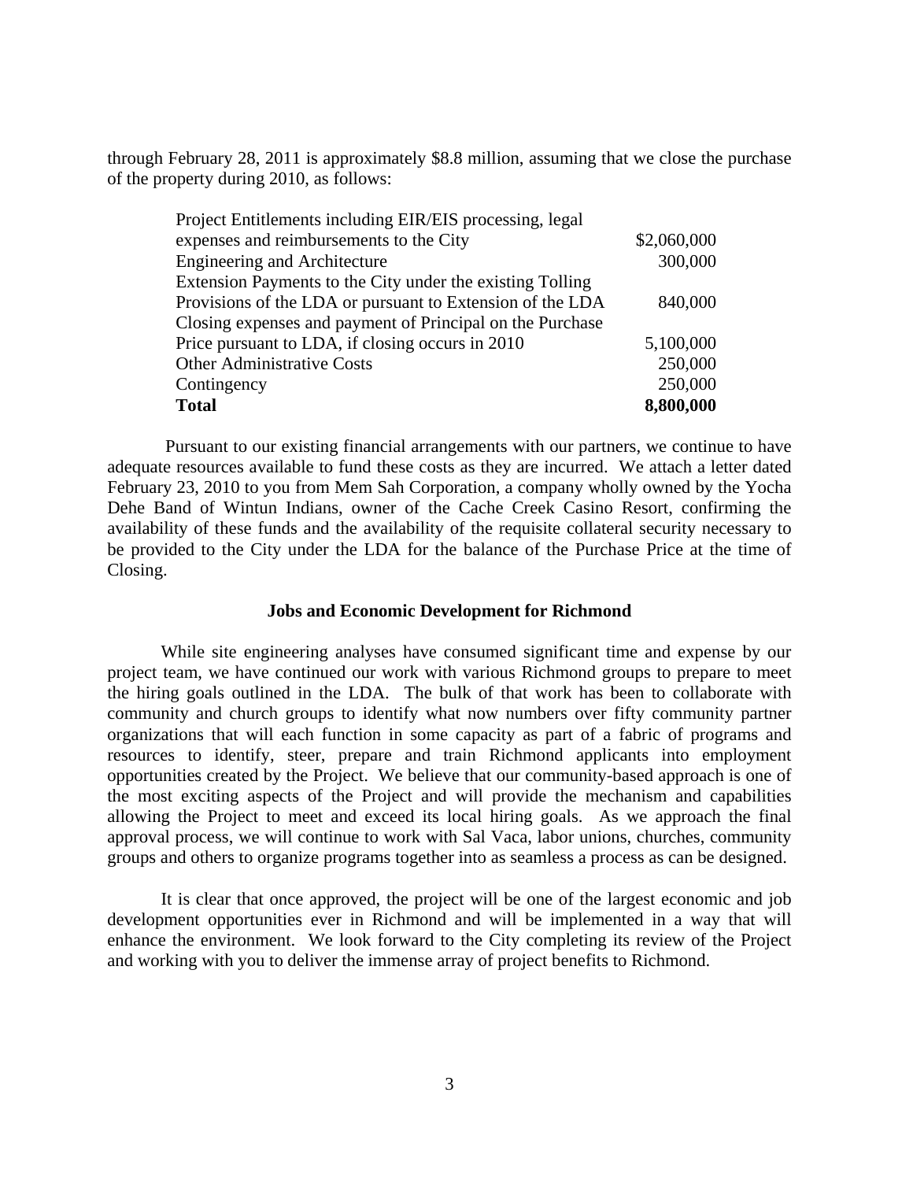through February 28, 2011 is approximately $8.8 million, assuming that we close the purchase of the property during 2010, as follows:

| | |
|---|---|
| Project Entitlements including EIR/EIS processing, legal expenses and reimbursements to the City | $2,060,000 |
| Engineering and Architecture | 300,000 |
| Extension Payments to the City under the existing Tolling Provisions of the LDA or pursuant to Extension of the LDA | 840,000 |
| Closing expenses and payment of Principal on the Purchase Price pursuant to LDA, if closing occurs in 2010 | 5,100,000 |
| Other Administrative Costs | 250,000 |
| Contingency | 250,000 |
| **Total** | **8,800,000** |

Pursuant to our existing financial arrangements with our partners, we continue to have adequate resources available to fund these costs as they are incurred. We attach a letter dated February 23, 2010 to you from Mem Sah Corporation, a company wholly owned by the Yocha Dehe Band of Wintun Indians, owner of the Cache Creek Casino Resort, confirming the availability of these funds and the availability of the requisite collateral security necessary to be provided to the City under the LDA for the balance of the Purchase Price at the time of Closing.

### Jobs and Economic Development for Richmond

While site engineering analyses have consumed significant time and expense by our project team, we have continued our work with various Richmond groups to prepare to meet the hiring goals outlined in the LDA. The bulk of that work has been to collaborate with community and church groups to identify what now numbers over fifty community partner organizations that will each function in some capacity as part of a fabric of programs and resources to identify, steer, prepare and train Richmond applicants into employment opportunities created by the Project. We believe that our community-based approach is one of the most exciting aspects of the Project and will provide the mechanism and capabilities allowing the Project to meet and exceed its local hiring goals. As we approach the final approval process, we will continue to work with Sal Vaca, labor unions, churches, community groups and others to organize programs together into as seamless a process as can be designed.

It is clear that once approved, the project will be one of the largest economic and job development opportunities ever in Richmond and will be implemented in a way that will enhance the environment. We look forward to the City completing its review of the Project and working with you to deliver the immense array of project benefits to Richmond.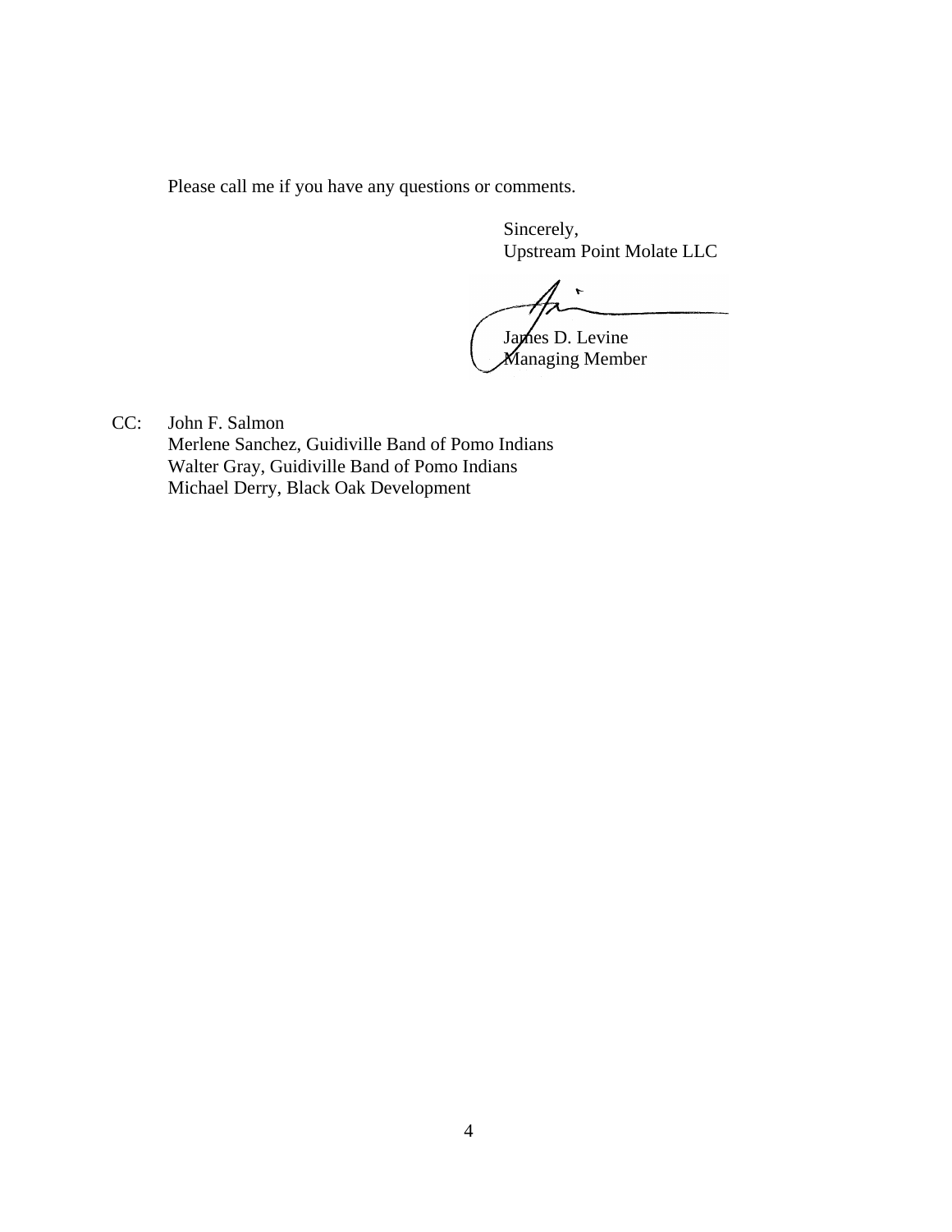Please call me if you have any questions or comments.

Sincerely,
Upstream Point Molate LLC

James D. Levine
Managing Member

CC: John F. Salmon
Merlene Sanchez, Guidiville Band of Pomo Indians
Walter Gray, Guidiville Band of Pomo Indians
Michael Derry, Black Oak Development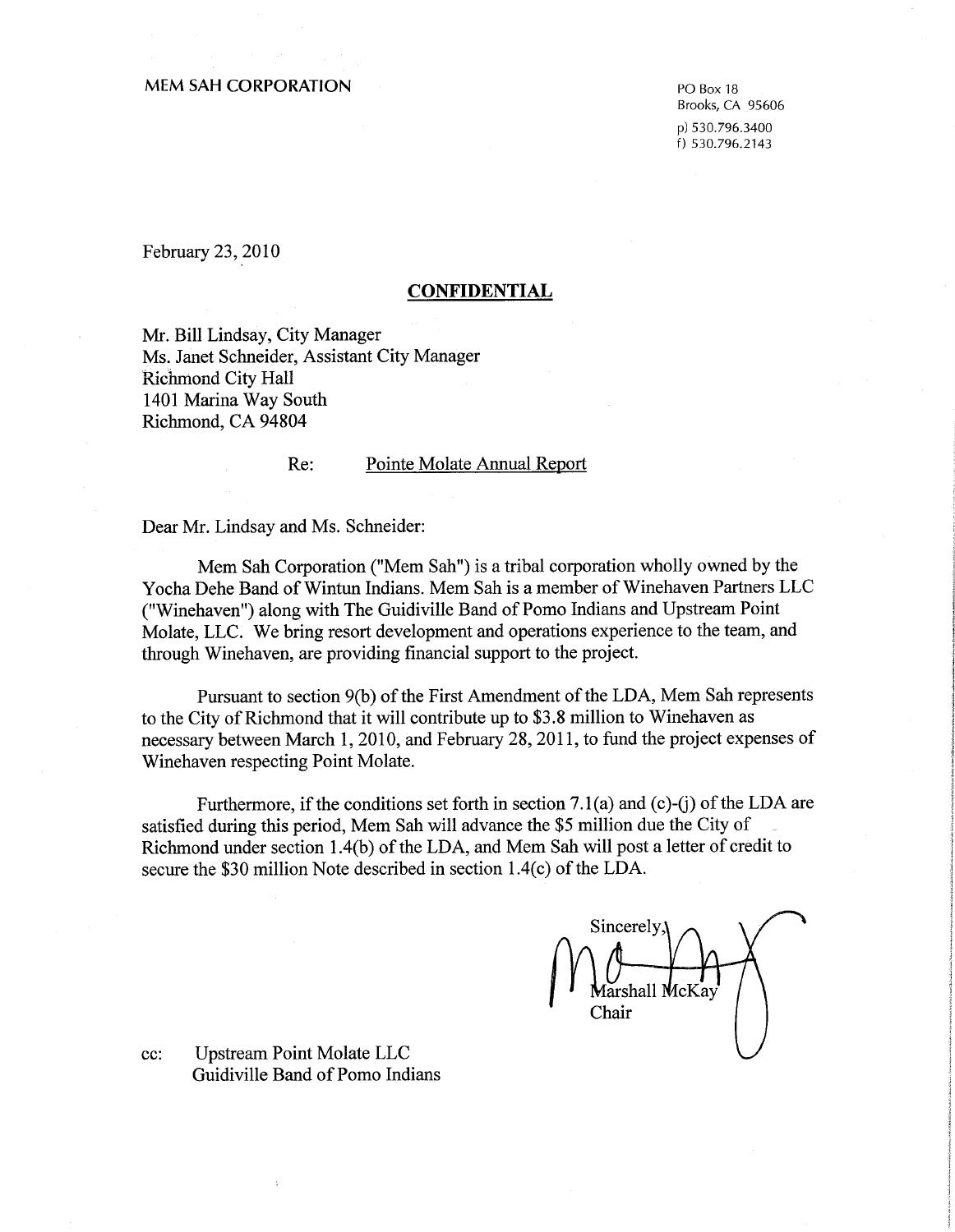MEM SAH CORPORATION

PO Box 18
Brooks, CA 95606
p) 530.796.3400
f) 530.796.2143

February 23, 2010

**CONFIDENTIAL**

Mr. Bill Lindsay, City Manager
Ms. Janet Schneider, Assistant City Manager
Richmond City Hall
1401 Marina Way South
Richmond, CA 94804

Re: Pointe Molate Annual Report

Dear Mr. Lindsay and Ms. Schneider:

Mem Sah Corporation ("Mem Sah") is a tribal corporation wholly owned by the Yocha Dehe Band of Wintun Indians. Mem Sah is a member of Winehaven Partners LLC ("Winehaven") along with The Guidiville Band of Pomo Indians and Upstream Point Molate, LLC. We bring resort development and operations experience to the team, and through Winehaven, are providing financial support to the project.

Pursuant to section 9(b) of the First Amendment of the LDA, Mem Sah represents to the City of Richmond that it will contribute up to $3.8 million to Winehaven as necessary between March 1, 2010, and February 28, 2011, to fund the project expenses of Winehaven respecting Point Molate.

Furthermore, if the conditions set forth in section 7.1(a) and (c)-(j) of the LDA are satisfied during this period, Mem Sah will advance the $5 million due the City of Richmond under section 1.4(b) of the LDA, and Mem Sah will post a letter of credit to secure the $30 million Note described in section 1.4(c) of the LDA.

Sincerely,

Marshall McKay
Chair

cc: Upstream Point Molate LLC
Guidiville Band of Pomo Indians